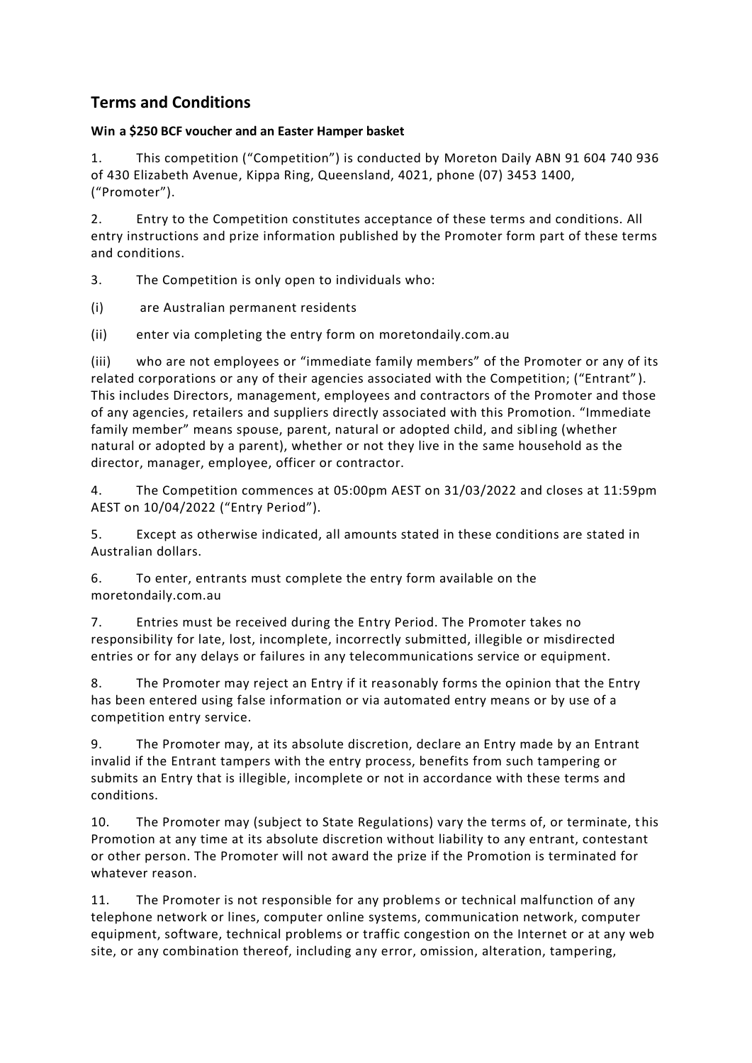## Terms and Conditions

**Win a $250 BCF voucher and an Easter Hamper basket**

1. This competition ("Competition") is conducted by Moreton Daily ABN 91 604 740 936 of 430 Elizabeth Avenue, Kippa Ring, Queensland, 4021, phone (07) 3453 1400, ("Promoter").

2. Entry to the Competition constitutes acceptance of these terms and conditions. All entry instructions and prize information published by the Promoter form part of these terms and conditions.

3. The Competition is only open to individuals who:

(i) are Australian permanent residents

(ii) enter via completing the entry form on moretondaily.com.au

(iii) who are not employees or "immediate family members" of the Promoter or any of its related corporations or any of their agencies associated with the Competition; ("Entrant"). This includes Directors, management, employees and contractors of the Promoter and those of any agencies, retailers and suppliers directly associated with this Promotion. "Immediate family member" means spouse, parent, natural or adopted child, and sibling (whether natural or adopted by a parent), whether or not they live in the same household as the director, manager, employee, officer or contractor.

4. The Competition commences at 05:00pm AEST on 31/03/2022 and closes at 11:59pm AEST on 10/04/2022 ("Entry Period").

5. Except as otherwise indicated, all amounts stated in these conditions are stated in Australian dollars.

6. To enter, entrants must complete the entry form available on the moretondaily.com.au

7. Entries must be received during the Entry Period. The Promoter takes no responsibility for late, lost, incomplete, incorrectly submitted, illegible or misdirected entries or for any delays or failures in any telecommunications service or equipment.

8. The Promoter may reject an Entry if it reasonably forms the opinion that the Entry has been entered using false information or via automated entry means or by use of a competition entry service.

9. The Promoter may, at its absolute discretion, declare an Entry made by an Entrant invalid if the Entrant tampers with the entry process, benefits from such tampering or submits an Entry that is illegible, incomplete or not in accordance with these terms and conditions.

10. The Promoter may (subject to State Regulations) vary the terms of, or terminate, this Promotion at any time at its absolute discretion without liability to any entrant, contestant or other person. The Promoter will not award the prize if the Promotion is terminated for whatever reason.

11. The Promoter is not responsible for any problems or technical malfunction of any telephone network or lines, computer online systems, communication network, computer equipment, software, technical problems or traffic congestion on the Internet or at any web site, or any combination thereof, including any error, omission, alteration, tampering,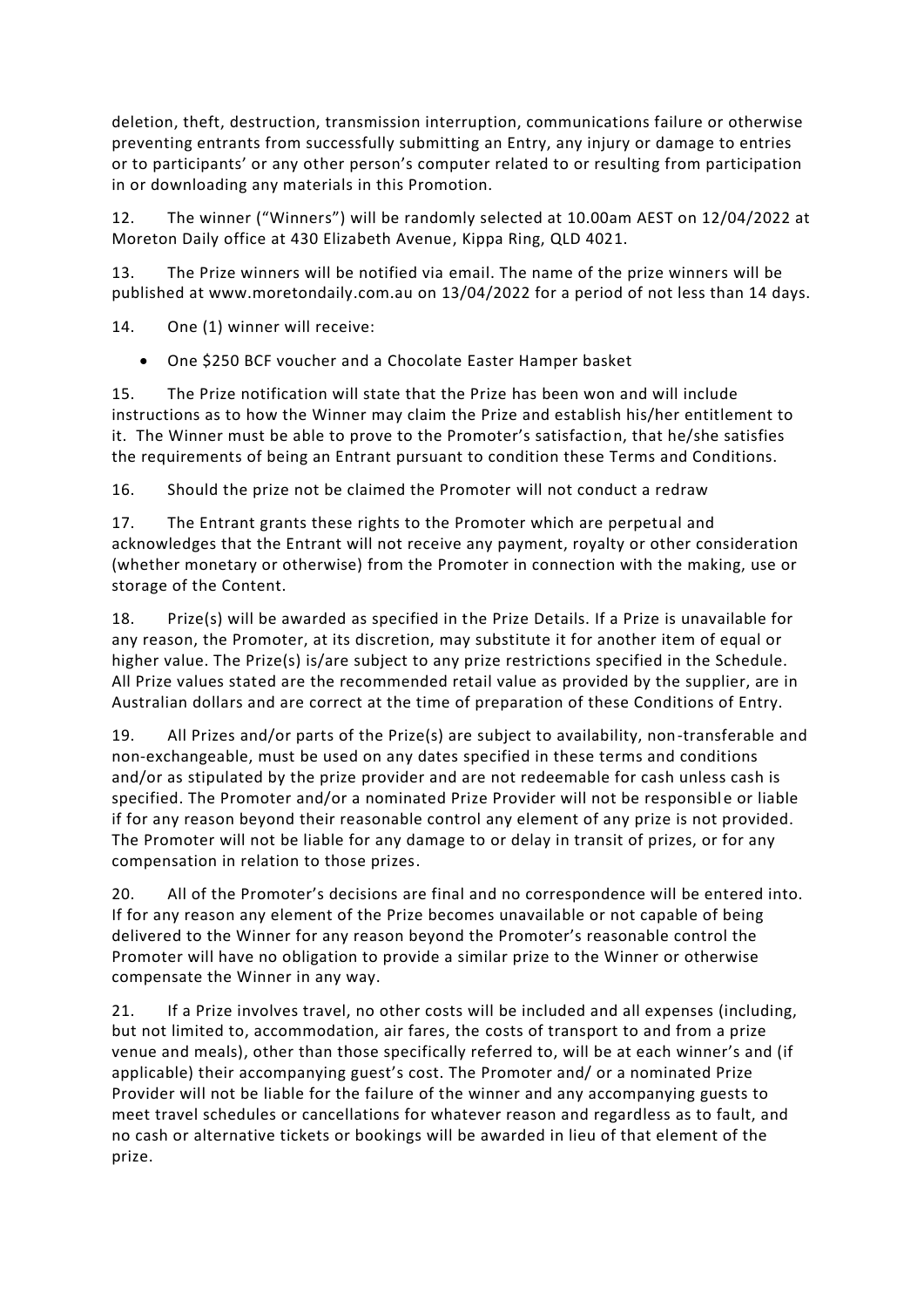deletion, theft, destruction, transmission interruption, communications failure or otherwise preventing entrants from successfully submitting an Entry, any injury or damage to entries or to participants' or any other person's computer related to or resulting from participation in or downloading any materials in this Promotion.

12. The winner ("Winners") will be randomly selected at 10.00am AEST on 12/04/2022 at Moreton Daily office at 430 Elizabeth Avenue, Kippa Ring, QLD 4021.

13. The Prize winners will be notified via email. The name of the prize winners will be published at www.moretondaily.com.au on 13/04/2022 for a period of not less than 14 days.

14. One (1) winner will receive:

- One $250 BCF voucher and a Chocolate Easter Hamper basket

15. The Prize notification will state that the Prize has been won and will include instructions as to how the Winner may claim the Prize and establish his/her entitlement to it. The Winner must be able to prove to the Promoter's satisfaction, that he/she satisfies the requirements of being an Entrant pursuant to condition these Terms and Conditions.

16. Should the prize not be claimed the Promoter will not conduct a redraw

17. The Entrant grants these rights to the Promoter which are perpetual and acknowledges that the Entrant will not receive any payment, royalty or other consideration (whether monetary or otherwise) from the Promoter in connection with the making, use or storage of the Content.

18. Prize(s) will be awarded as specified in the Prize Details. If a Prize is unavailable for any reason, the Promoter, at its discretion, may substitute it for another item of equal or higher value. The Prize(s) is/are subject to any prize restrictions specified in the Schedule. All Prize values stated are the recommended retail value as provided by the supplier, are in Australian dollars and are correct at the time of preparation of these Conditions of Entry.

19. All Prizes and/or parts of the Prize(s) are subject to availability, non-transferable and non-exchangeable, must be used on any dates specified in these terms and conditions and/or as stipulated by the prize provider and are not redeemable for cash unless cash is specified. The Promoter and/or a nominated Prize Provider will not be responsible or liable if for any reason beyond their reasonable control any element of any prize is not provided. The Promoter will not be liable for any damage to or delay in transit of prizes, or for any compensation in relation to those prizes.

20. All of the Promoter's decisions are final and no correspondence will be entered into. If for any reason any element of the Prize becomes unavailable or not capable of being delivered to the Winner for any reason beyond the Promoter's reasonable control the Promoter will have no obligation to provide a similar prize to the Winner or otherwise compensate the Winner in any way.

21. If a Prize involves travel, no other costs will be included and all expenses (including, but not limited to, accommodation, air fares, the costs of transport to and from a prize venue and meals), other than those specifically referred to, will be at each winner's and (if applicable) their accompanying guest's cost. The Promoter and/ or a nominated Prize Provider will not be liable for the failure of the winner and any accompanying guests to meet travel schedules or cancellations for whatever reason and regardless as to fault, and no cash or alternative tickets or bookings will be awarded in lieu of that element of the prize.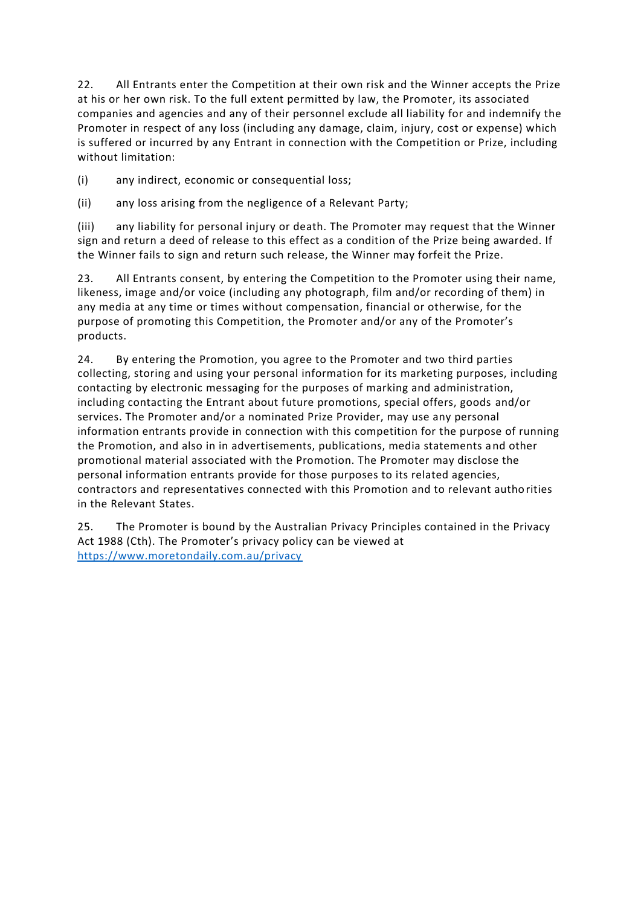22. All Entrants enter the Competition at their own risk and the Winner accepts the Prize at his or her own risk. To the full extent permitted by law, the Promoter, its associated companies and agencies and any of their personnel exclude all liability for and indemnify the Promoter in respect of any loss (including any damage, claim, injury, cost or expense) which is suffered or incurred by any Entrant in connection with the Competition or Prize, including without limitation:

(i) any indirect, economic or consequential loss;

(ii) any loss arising from the negligence of a Relevant Party;

(iii) any liability for personal injury or death. The Promoter may request that the Winner sign and return a deed of release to this effect as a condition of the Prize being awarded. If the Winner fails to sign and return such release, the Winner may forfeit the Prize.

23. All Entrants consent, by entering the Competition to the Promoter using their name, likeness, image and/or voice (including any photograph, film and/or recording of them) in any media at any time or times without compensation, financial or otherwise, for the purpose of promoting this Competition, the Promoter and/or any of the Promoter's products.

24. By entering the Promotion, you agree to the Promoter and two third parties collecting, storing and using your personal information for its marketing purposes, including contacting by electronic messaging for the purposes of marking and administration, including contacting the Entrant about future promotions, special offers, goods and/or services. The Promoter and/or a nominated Prize Provider, may use any personal information entrants provide in connection with this competition for the purpose of running the Promotion, and also in in advertisements, publications, media statements and other promotional material associated with the Promotion. The Promoter may disclose the personal information entrants provide for those purposes to its related agencies, contractors and representatives connected with this Promotion and to relevant authorities in the Relevant States.

25. The Promoter is bound by the Australian Privacy Principles contained in the Privacy Act 1988 (Cth). The Promoter's privacy policy can be viewed at https://www.moretondaily.com.au/privacy